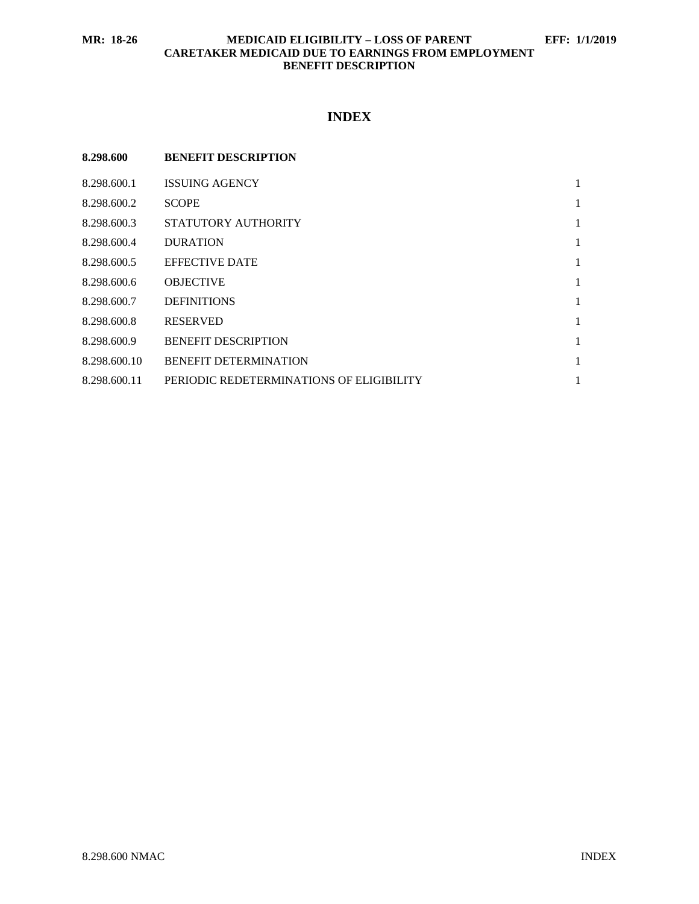# INDEX

| 8.298.600 | BENEFIT DESCRIPTION | |
| --- | --- | --- |
| 8.298.600.1 | ISSUING AGENCY | 1 |
| 8.298.600.2 | SCOPE | 1 |
| 8.298.600.3 | STATUTORY AUTHORITY | 1 |
| 8.298.600.4 | DURATION | 1 |
| 8.298.600.5 | EFFECTIVE DATE | 1 |
| 8.298.600.6 | OBJECTIVE | 1 |
| 8.298.600.7 | DEFINITIONS | 1 |
| 8.298.600.8 | RESERVED | 1 |
| 8.298.600.9 | BENEFIT DESCRIPTION | 1 |
| 8.298.600.10 | BENEFIT DETERMINATION | 1 |
| 8.298.600.11 | PERIODIC REDETERMINATIONS OF ELIGIBILITY | 1 |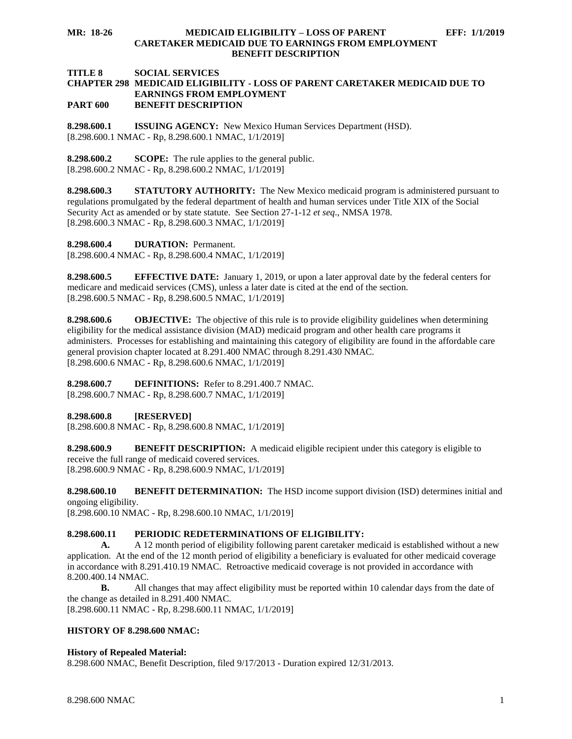**MR: 18-26 MEDICAID ELIGIBILITY – LOSS OF PARENT CARETAKER MEDICAID DUE TO EARNINGS FROM EMPLOYMENT BENEFIT DESCRIPTION EFF: 1/1/2019**

**TITLE 8 SOCIAL SERVICES**
**CHAPTER 298 MEDICAID ELIGIBILITY - LOSS OF PARENT CARETAKER MEDICAID DUE TO EARNINGS FROM EMPLOYMENT**
**PART 600 BENEFIT DESCRIPTION**

**8.298.600.1 ISSUING AGENCY:** New Mexico Human Services Department (HSD).
[8.298.600.1 NMAC - Rp, 8.298.600.1 NMAC, 1/1/2019]

**8.298.600.2 SCOPE:** The rule applies to the general public.
[8.298.600.2 NMAC - Rp, 8.298.600.2 NMAC, 1/1/2019]

**8.298.600.3 STATUTORY AUTHORITY:** The New Mexico medicaid program is administered pursuant to regulations promulgated by the federal department of health and human services under Title XIX of the Social Security Act as amended or by state statute. See Section 27-1-12 *et seq*., NMSA 1978.
[8.298.600.3 NMAC - Rp, 8.298.600.3 NMAC, 1/1/2019]

**8.298.600.4 DURATION:** Permanent.
[8.298.600.4 NMAC - Rp, 8.298.600.4 NMAC, 1/1/2019]

**8.298.600.5 EFFECTIVE DATE:** January 1, 2019, or upon a later approval date by the federal centers for medicare and medicaid services (CMS), unless a later date is cited at the end of the section.
[8.298.600.5 NMAC - Rp, 8.298.600.5 NMAC, 1/1/2019]

**8.298.600.6 OBJECTIVE:** The objective of this rule is to provide eligibility guidelines when determining eligibility for the medical assistance division (MAD) medicaid program and other health care programs it administers. Processes for establishing and maintaining this category of eligibility are found in the affordable care general provision chapter located at 8.291.400 NMAC through 8.291.430 NMAC.
[8.298.600.6 NMAC - Rp, 8.298.600.6 NMAC, 1/1/2019]

**8.298.600.7 DEFINITIONS:** Refer to 8.291.400.7 NMAC.
[8.298.600.7 NMAC - Rp, 8.298.600.7 NMAC, 1/1/2019]

**8.298.600.8 [RESERVED]**
[8.298.600.8 NMAC - Rp, 8.298.600.8 NMAC, 1/1/2019]

**8.298.600.9 BENEFIT DESCRIPTION:** A medicaid eligible recipient under this category is eligible to receive the full range of medicaid covered services.
[8.298.600.9 NMAC - Rp, 8.298.600.9 NMAC, 1/1/2019]

**8.298.600.10 BENEFIT DETERMINATION:** The HSD income support division (ISD) determines initial and ongoing eligibility.
[8.298.600.10 NMAC - Rp, 8.298.600.10 NMAC, 1/1/2019]

**8.298.600.11 PERIODIC REDETERMINATIONS OF ELIGIBILITY:**

**A.** A 12 month period of eligibility following parent caretaker medicaid is established without a new application. At the end of the 12 month period of eligibility a beneficiary is evaluated for other medicaid coverage in accordance with 8.291.410.19 NMAC. Retroactive medicaid coverage is not provided in accordance with 8.200.400.14 NMAC.

**B.** All changes that may affect eligibility must be reported within 10 calendar days from the date of the change as detailed in 8.291.400 NMAC.
[8.298.600.11 NMAC - Rp, 8.298.600.11 NMAC, 1/1/2019]

**HISTORY OF 8.298.600 NMAC:**

**History of Repealed Material:**
8.298.600 NMAC, Benefit Description, filed 9/17/2013 - Duration expired 12/31/2013.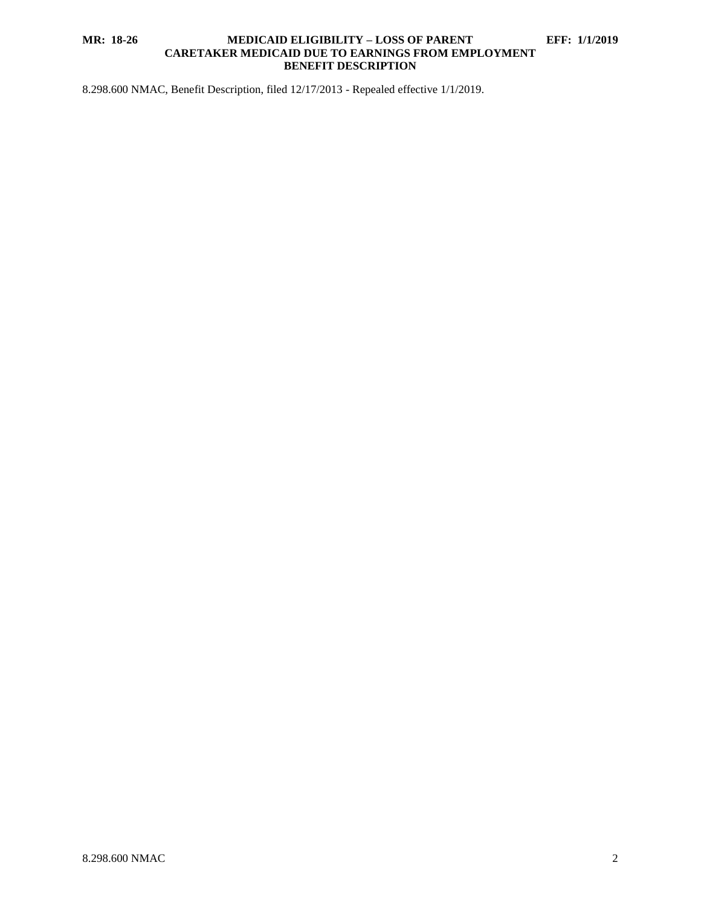8.298.600 NMAC, Benefit Description, filed 12/17/2013 - Repealed effective 1/1/2019.